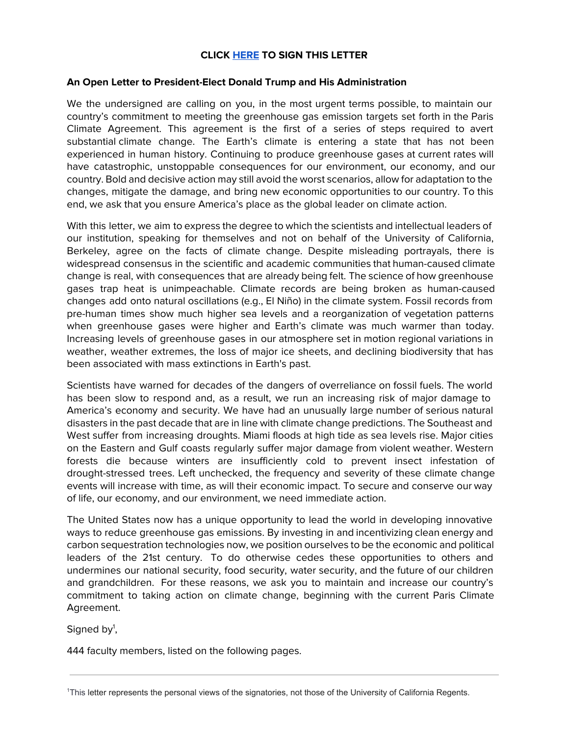**CLICK [HERE] TO SIGN THIS LETTER**

**An Open Letter to President-Elect Donald Trump and His Administration**

We the undersigned are calling on you, in the most urgent terms possible, to maintain our country's commitment to meeting the greenhouse gas emission targets set forth in the Paris Climate Agreement. This agreement is the first of a series of steps required to avert substantial climate change. The Earth's climate is entering a state that has not been experienced in human history. Continuing to produce greenhouse gases at current rates will have catastrophic, unstoppable consequences for our environment, our economy, and our country. Bold and decisive action may still avoid the worst scenarios, allow for adaptation to the changes, mitigate the damage, and bring new economic opportunities to our country. To this end, we ask that you ensure America's place as the global leader on climate action.

With this letter, we aim to express the degree to which the scientists and intellectual leaders of our institution, speaking for themselves and not on behalf of the University of California, Berkeley, agree on the facts of climate change. Despite misleading portrayals, there is widespread consensus in the scientific and academic communities that human-caused climate change is real, with consequences that are already being felt. The science of how greenhouse gases trap heat is unimpeachable. Climate records are being broken as human-caused changes add onto natural oscillations (e.g., El Niño) in the climate system. Fossil records from pre-human times show much higher sea levels and a reorganization of vegetation patterns when greenhouse gases were higher and Earth's climate was much warmer than today. Increasing levels of greenhouse gases in our atmosphere set in motion regional variations in weather, weather extremes, the loss of major ice sheets, and declining biodiversity that has been associated with mass extinctions in Earth's past.

Scientists have warned for decades of the dangers of overreliance on fossil fuels. The world has been slow to respond and, as a result, we run an increasing risk of major damage to America's economy and security. We have had an unusually large number of serious natural disasters in the past decade that are in line with climate change predictions. The Southeast and West suffer from increasing droughts. Miami floods at high tide as sea levels rise. Major cities on the Eastern and Gulf coasts regularly suffer major damage from violent weather. Western forests die because winters are insufficiently cold to prevent insect infestation of drought-stressed trees. Left unchecked, the frequency and severity of these climate change events will increase with time, as will their economic impact. To secure and conserve our way of life, our economy, and our environment, we need immediate action.

The United States now has a unique opportunity to lead the world in developing innovative ways to reduce greenhouse gas emissions. By investing in and incentivizing clean energy and carbon sequestration technologies now, we position ourselves to be the economic and political leaders of the 21st century. To do otherwise cedes these opportunities to others and undermines our national security, food security, water security, and the future of our children and grandchildren. For these reasons, we ask you to maintain and increase our country's commitment to taking action on climate change, beginning with the current Paris Climate Agreement.

Signed by[1],

444 faculty members, listed on the following pages.

---

[1]This letter represents the personal views of the signatories, not those of the University of California Regents.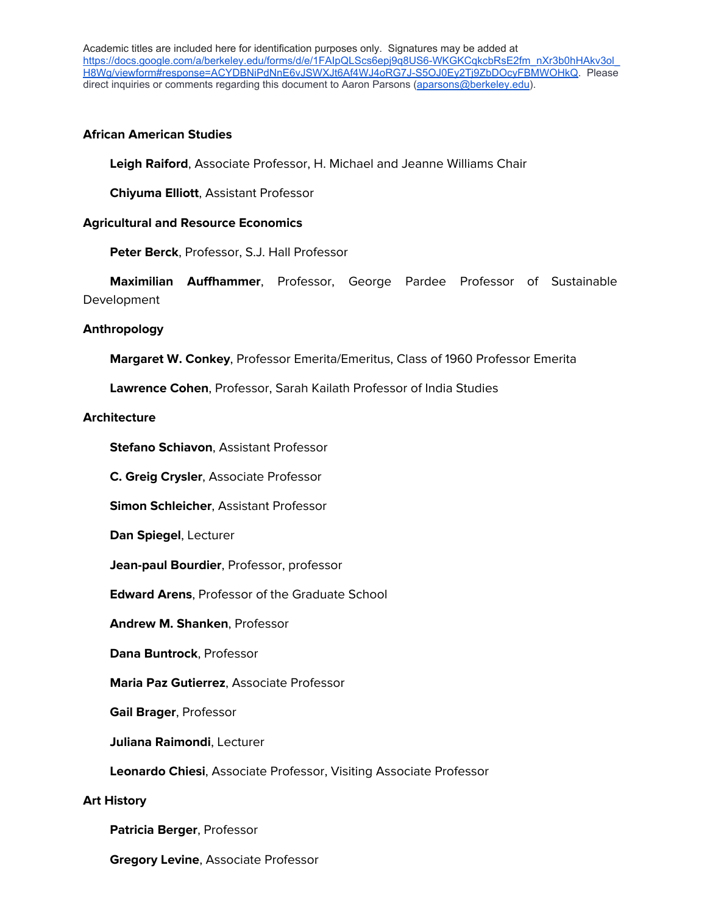Academic titles are included here for identification purposes only. Signatures may be added at https://docs.google.com/a/berkeley.edu/forms/d/e/1FAIpQLScs6epj9q8US6-WKGKCqkcbRsE2fm_nXr3b0hHAkv3ol_H8Wg/viewform#response=ACYDBNiPdNnE6vJSWXJt6Af4WJ4oRG7J-S5OJ0Ey2Tj9ZbDOcyFBMWOHkQ. Please direct inquiries or comments regarding this document to Aaron Parsons (aparsons@berkeley.edu).

**African American Studies**

**Leigh Raiford**, Associate Professor, H. Michael and Jeanne Williams Chair

**Chiyuma Elliott**, Assistant Professor

**Agricultural and Resource Economics**

**Peter Berck**, Professor, S.J. Hall Professor

**Maximilian Auffhammer**, Professor, George Pardee Professor of Sustainable Development

**Anthropology**

**Margaret W. Conkey**, Professor Emerita/Emeritus, Class of 1960 Professor Emerita

**Lawrence Cohen**, Professor, Sarah Kailath Professor of India Studies

**Architecture**

**Stefano Schiavon**, Assistant Professor

**C. Greig Crysler**, Associate Professor

**Simon Schleicher**, Assistant Professor

**Dan Spiegel**, Lecturer

**Jean-paul Bourdier**, Professor, professor

**Edward Arens**, Professor of the Graduate School

**Andrew M. Shanken**, Professor

**Dana Buntrock**, Professor

**Maria Paz Gutierrez**, Associate Professor

**Gail Brager**, Professor

**Juliana Raimondi**, Lecturer

**Leonardo Chiesi**, Associate Professor, Visiting Associate Professor

**Art History**

**Patricia Berger**, Professor

**Gregory Levine**, Associate Professor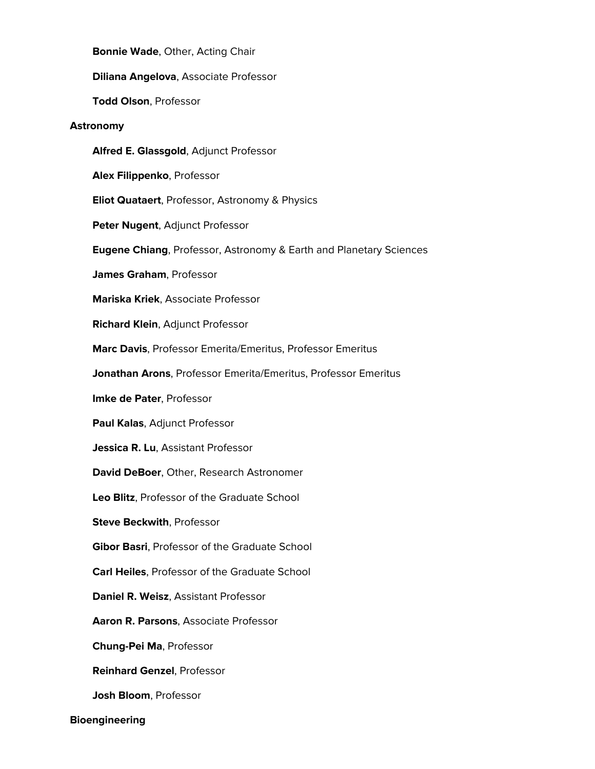**Bonnie Wade**, Other, Acting Chair

**Diliana Angelova**, Associate Professor

**Todd Olson**, Professor

**Astronomy**

**Alfred E. Glassgold**, Adjunct Professor

**Alex Filippenko**, Professor

**Eliot Quataert**, Professor, Astronomy & Physics

**Peter Nugent**, Adjunct Professor

**Eugene Chiang**, Professor, Astronomy & Earth and Planetary Sciences

**James Graham**, Professor

**Mariska Kriek**, Associate Professor

**Richard Klein**, Adjunct Professor

**Marc Davis**, Professor Emerita/Emeritus, Professor Emeritus

**Jonathan Arons**, Professor Emerita/Emeritus, Professor Emeritus

**Imke de Pater**, Professor

**Paul Kalas**, Adjunct Professor

**Jessica R. Lu**, Assistant Professor

**David DeBoer**, Other, Research Astronomer

**Leo Blitz**, Professor of the Graduate School

**Steve Beckwith**, Professor

**Gibor Basri**, Professor of the Graduate School

**Carl Heiles**, Professor of the Graduate School

**Daniel R. Weisz**, Assistant Professor

**Aaron R. Parsons**, Associate Professor

**Chung-Pei Ma**, Professor

**Reinhard Genzel**, Professor

**Josh Bloom**, Professor

**Bioengineering**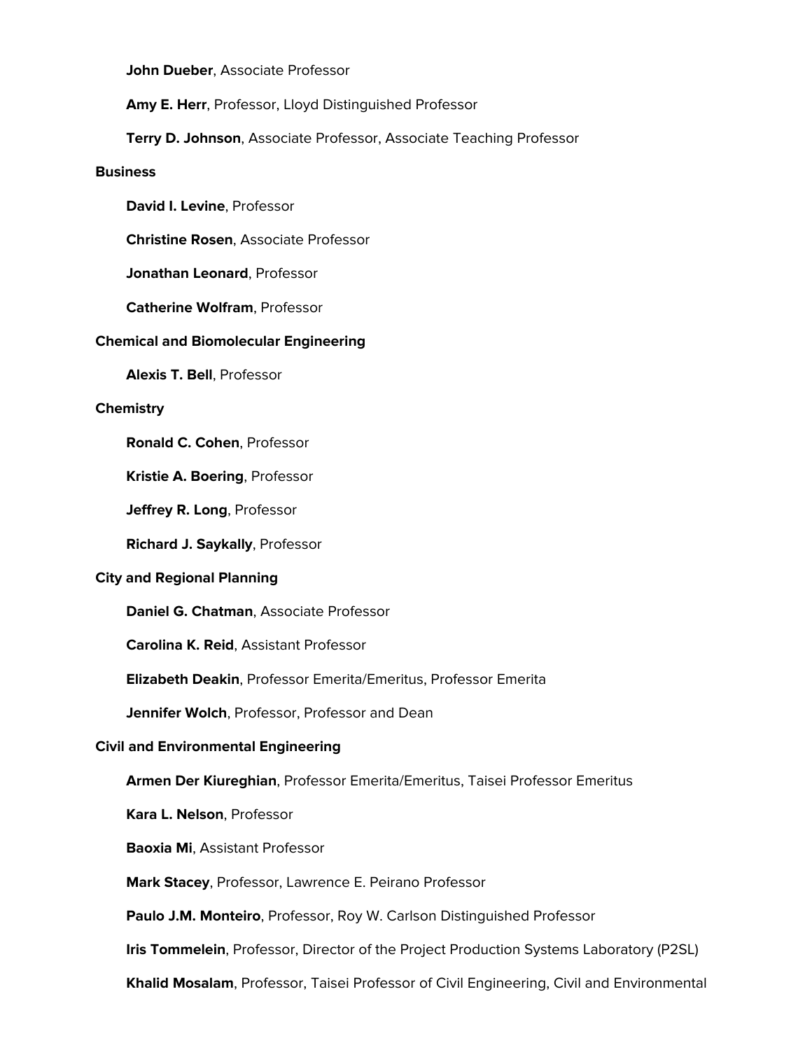**John Dueber**, Associate Professor

**Amy E. Herr**, Professor, Lloyd Distinguished Professor

**Terry D. Johnson**, Associate Professor, Associate Teaching Professor

**Business**

**David I. Levine**, Professor

**Christine Rosen**, Associate Professor

**Jonathan Leonard**, Professor

**Catherine Wolfram**, Professor

**Chemical and Biomolecular Engineering**

**Alexis T. Bell**, Professor

**Chemistry**

**Ronald C. Cohen**, Professor

**Kristie A. Boering**, Professor

**Jeffrey R. Long**, Professor

**Richard J. Saykally**, Professor

**City and Regional Planning**

**Daniel G. Chatman**, Associate Professor

**Carolina K. Reid**, Assistant Professor

**Elizabeth Deakin**, Professor Emerita/Emeritus, Professor Emerita

**Jennifer Wolch**, Professor, Professor and Dean

**Civil and Environmental Engineering**

**Armen Der Kiureghian**, Professor Emerita/Emeritus, Taisei Professor Emeritus

**Kara L. Nelson**, Professor

**Baoxia Mi**, Assistant Professor

**Mark Stacey**, Professor, Lawrence E. Peirano Professor

**Paulo J.M. Monteiro**, Professor, Roy W. Carlson Distinguished Professor

**Iris Tommelein**, Professor, Director of the Project Production Systems Laboratory (P2SL)

**Khalid Mosalam**, Professor, Taisei Professor of Civil Engineering, Civil and Environmental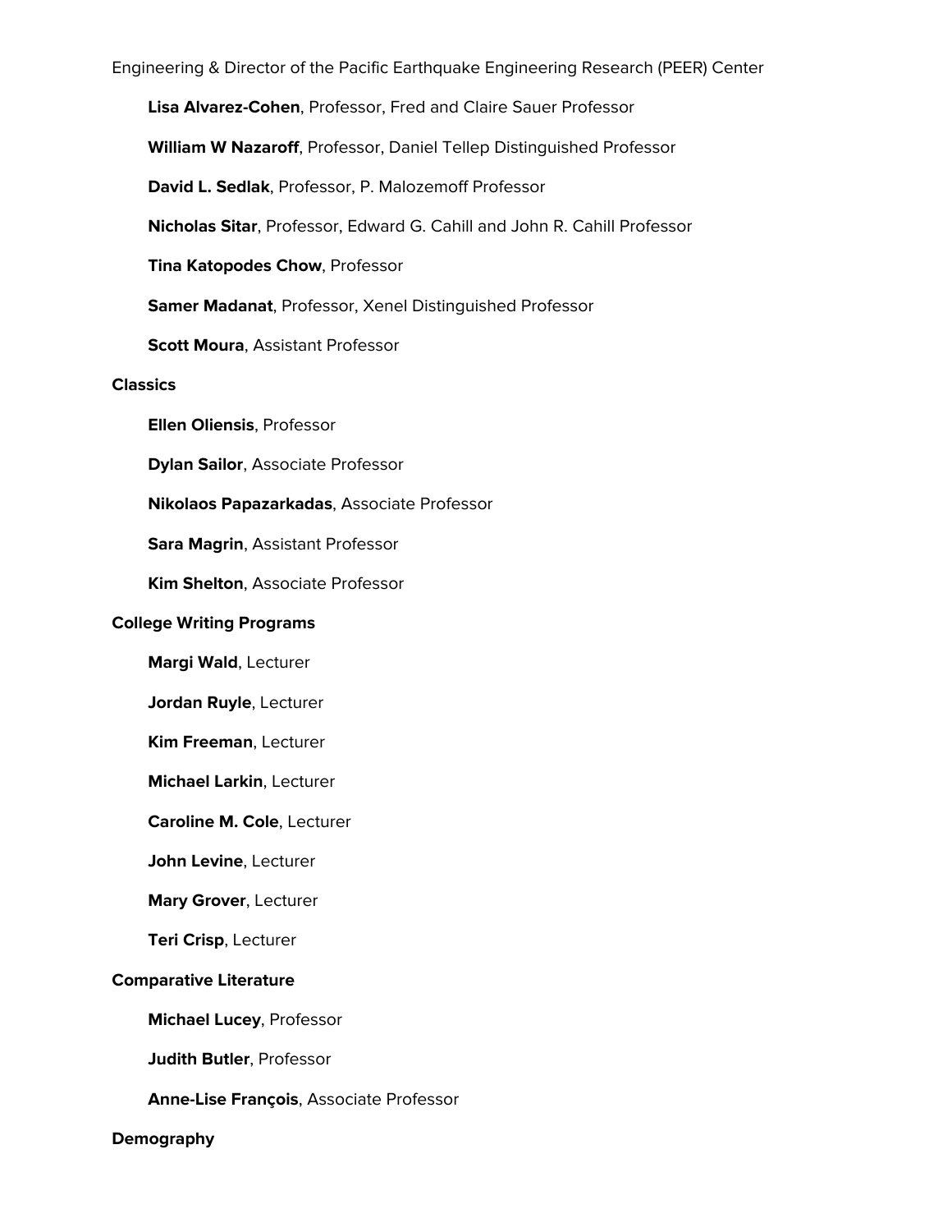Engineering & Director of the Pacific Earthquake Engineering Research (PEER) Center

- **Lisa Alvarez-Cohen**, Professor, Fred and Claire Sauer Professor
- **William W Nazaroff**, Professor, Daniel Tellep Distinguished Professor
- **David L. Sedlak**, Professor, P. Malozemoff Professor
- **Nicholas Sitar**, Professor, Edward G. Cahill and John R. Cahill Professor
- **Tina Katopodes Chow**, Professor
- **Samer Madanat**, Professor, Xenel Distinguished Professor
- **Scott Moura**, Assistant Professor

**Classics**

- **Ellen Oliensis**, Professor
- **Dylan Sailor**, Associate Professor
- **Nikolaos Papazarkadas**, Associate Professor
- **Sara Magrin**, Assistant Professor
- **Kim Shelton**, Associate Professor

**College Writing Programs**

- **Margi Wald**, Lecturer
- **Jordan Ruyle**, Lecturer
- **Kim Freeman**, Lecturer
- **Michael Larkin**, Lecturer
- **Caroline M. Cole**, Lecturer
- **John Levine**, Lecturer
- **Mary Grover**, Lecturer
- **Teri Crisp**, Lecturer

**Comparative Literature**

- **Michael Lucey**, Professor
- **Judith Butler**, Professor
- **Anne-Lise François**, Associate Professor

**Demography**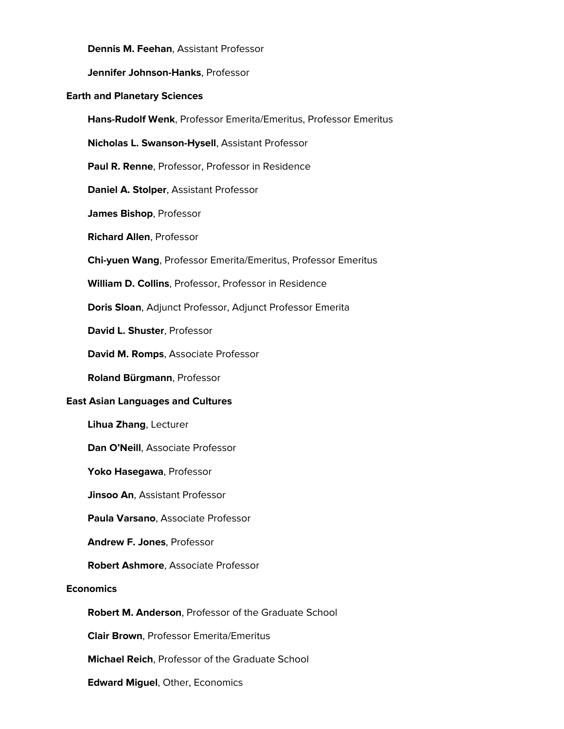**Dennis M. Feehan**, Assistant Professor

**Jennifer Johnson-Hanks**, Professor

**Earth and Planetary Sciences**

**Hans-Rudolf Wenk**, Professor Emerita/Emeritus, Professor Emeritus

**Nicholas L. Swanson-Hysell**, Assistant Professor

**Paul R. Renne**, Professor, Professor in Residence

**Daniel A. Stolper**, Assistant Professor

**James Bishop**, Professor

**Richard Allen**, Professor

**Chi-yuen Wang**, Professor Emerita/Emeritus, Professor Emeritus

**William D. Collins**, Professor, Professor in Residence

**Doris Sloan**, Adjunct Professor, Adjunct Professor Emerita

**David L. Shuster**, Professor

**David M. Romps**, Associate Professor

**Roland Bürgmann**, Professor

**East Asian Languages and Cultures**

**Lihua Zhang**, Lecturer

**Dan O'Neill**, Associate Professor

**Yoko Hasegawa**, Professor

**Jinsoo An**, Assistant Professor

**Paula Varsano**, Associate Professor

**Andrew F. Jones**, Professor

**Robert Ashmore**, Associate Professor

**Economics**

**Robert M. Anderson**, Professor of the Graduate School

**Clair Brown**, Professor Emerita/Emeritus

**Michael Reich**, Professor of the Graduate School

**Edward Miguel**, Other, Economics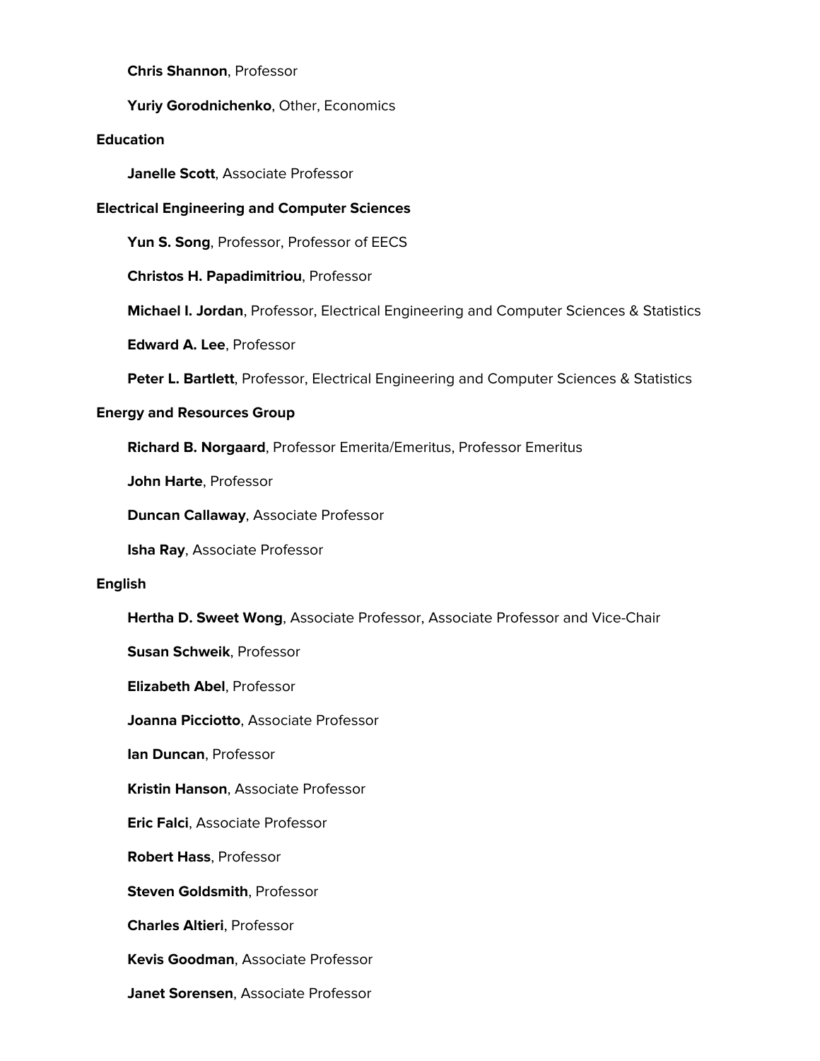**Chris Shannon**, Professor

**Yuriy Gorodnichenko**, Other, Economics

**Education**

**Janelle Scott**, Associate Professor

**Electrical Engineering and Computer Sciences**

**Yun S. Song**, Professor, Professor of EECS

**Christos H. Papadimitriou**, Professor

**Michael I. Jordan**, Professor, Electrical Engineering and Computer Sciences & Statistics

**Edward A. Lee**, Professor

**Peter L. Bartlett**, Professor, Electrical Engineering and Computer Sciences & Statistics

**Energy and Resources Group**

**Richard B. Norgaard**, Professor Emerita/Emeritus, Professor Emeritus

**John Harte**, Professor

**Duncan Callaway**, Associate Professor

**Isha Ray**, Associate Professor

**English**

**Hertha D. Sweet Wong**, Associate Professor, Associate Professor and Vice-Chair

**Susan Schweik**, Professor

**Elizabeth Abel**, Professor

**Joanna Picciotto**, Associate Professor

**Ian Duncan**, Professor

**Kristin Hanson**, Associate Professor

**Eric Falci**, Associate Professor

**Robert Hass**, Professor

**Steven Goldsmith**, Professor

**Charles Altieri**, Professor

**Kevis Goodman**, Associate Professor

**Janet Sorensen**, Associate Professor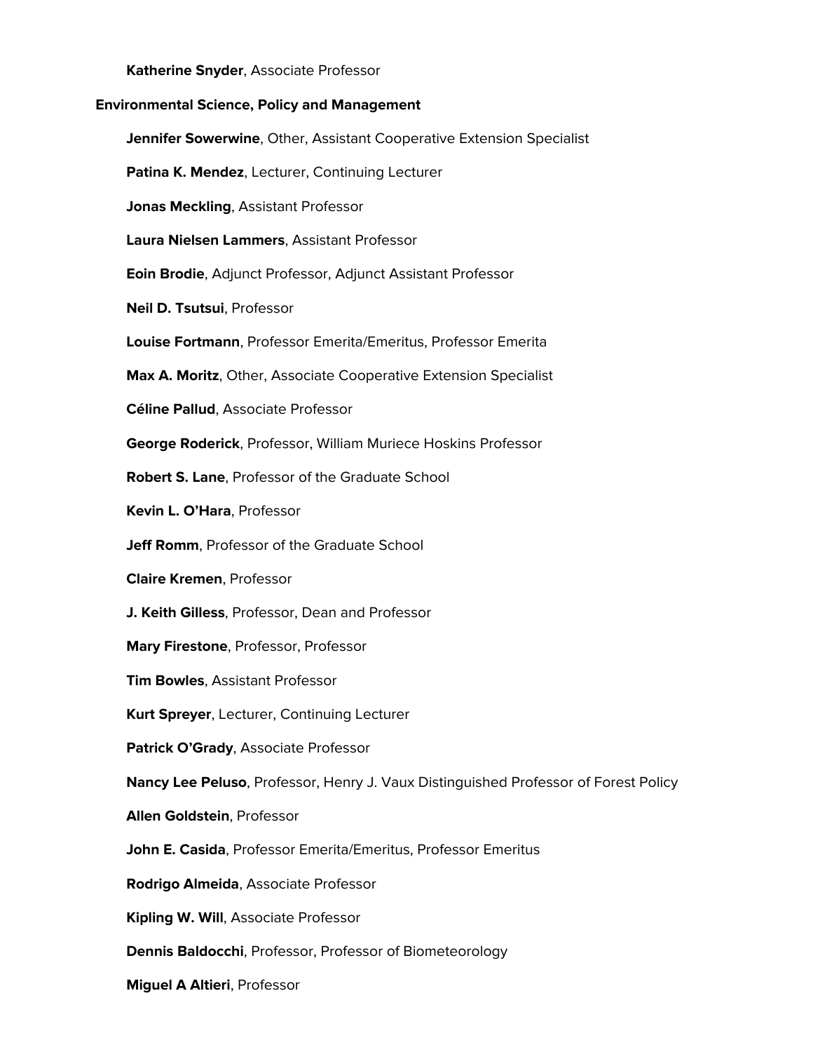**Katherine Snyder**, Associate Professor

**Environmental Science, Policy and Management**

**Jennifer Sowerwine**, Other, Assistant Cooperative Extension Specialist

**Patina K. Mendez**, Lecturer, Continuing Lecturer

**Jonas Meckling**, Assistant Professor

**Laura Nielsen Lammers**, Assistant Professor

**Eoin Brodie**, Adjunct Professor, Adjunct Assistant Professor

**Neil D. Tsutsui**, Professor

**Louise Fortmann**, Professor Emerita/Emeritus, Professor Emerita

**Max A. Moritz**, Other, Associate Cooperative Extension Specialist

**Céline Pallud**, Associate Professor

**George Roderick**, Professor, William Muriece Hoskins Professor

**Robert S. Lane**, Professor of the Graduate School

**Kevin L. O'Hara**, Professor

**Jeff Romm**, Professor of the Graduate School

**Claire Kremen**, Professor

**J. Keith Gilless**, Professor, Dean and Professor

**Mary Firestone**, Professor, Professor

**Tim Bowles**, Assistant Professor

**Kurt Spreyer**, Lecturer, Continuing Lecturer

**Patrick O'Grady**, Associate Professor

**Nancy Lee Peluso**, Professor, Henry J. Vaux Distinguished Professor of Forest Policy

**Allen Goldstein**, Professor

**John E. Casida**, Professor Emerita/Emeritus, Professor Emeritus

**Rodrigo Almeida**, Associate Professor

**Kipling W. Will**, Associate Professor

**Dennis Baldocchi**, Professor, Professor of Biometeorology

**Miguel A Altieri**, Professor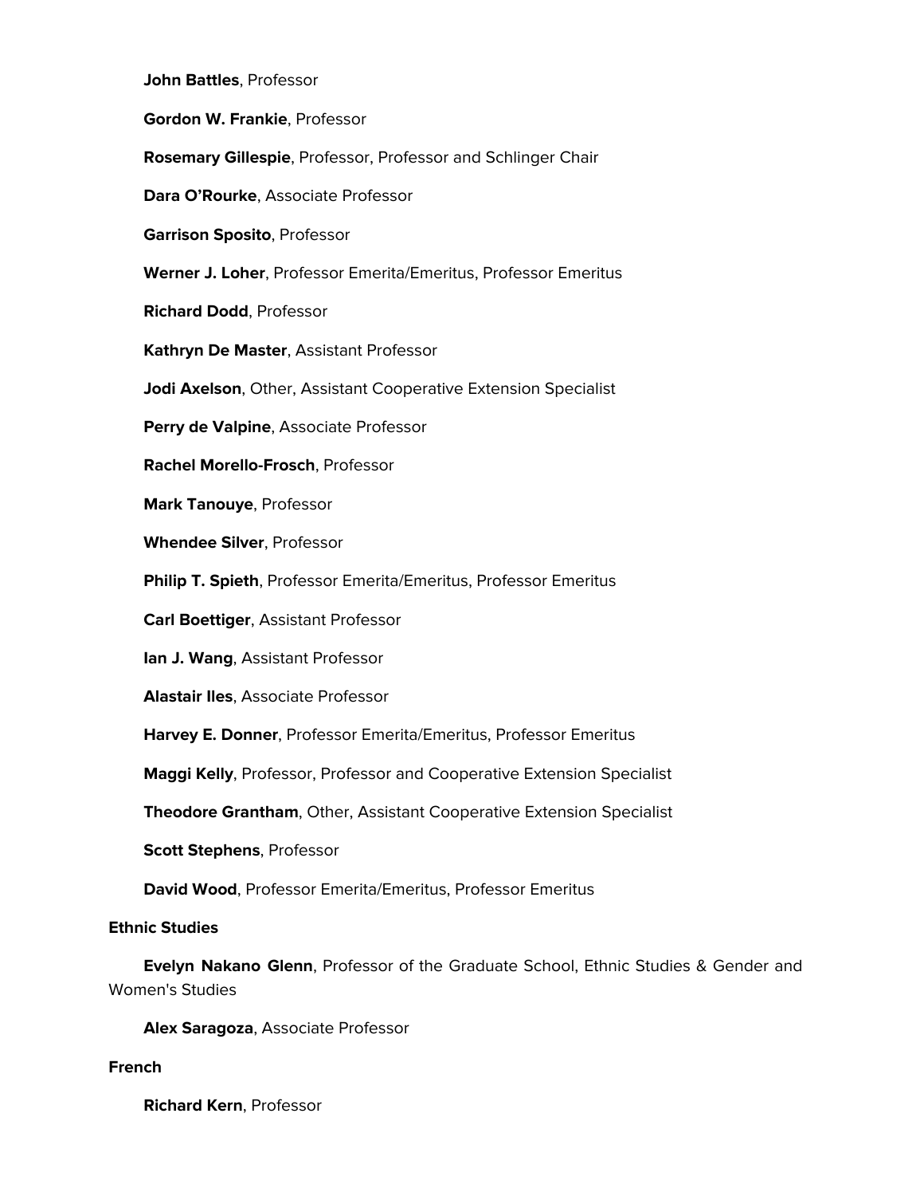**John Battles**, Professor

**Gordon W. Frankie**, Professor

**Rosemary Gillespie**, Professor, Professor and Schlinger Chair

**Dara O'Rourke**, Associate Professor

**Garrison Sposito**, Professor

**Werner J. Loher**, Professor Emerita/Emeritus, Professor Emeritus

**Richard Dodd**, Professor

**Kathryn De Master**, Assistant Professor

**Jodi Axelson**, Other, Assistant Cooperative Extension Specialist

**Perry de Valpine**, Associate Professor

**Rachel Morello-Frosch**, Professor

**Mark Tanouye**, Professor

**Whendee Silver**, Professor

**Philip T. Spieth**, Professor Emerita/Emeritus, Professor Emeritus

**Carl Boettiger**, Assistant Professor

**Ian J. Wang**, Assistant Professor

**Alastair Iles**, Associate Professor

**Harvey E. Donner**, Professor Emerita/Emeritus, Professor Emeritus

**Maggi Kelly**, Professor, Professor and Cooperative Extension Specialist

**Theodore Grantham**, Other, Assistant Cooperative Extension Specialist

**Scott Stephens**, Professor

**David Wood**, Professor Emerita/Emeritus, Professor Emeritus

**Ethnic Studies**

**Evelyn Nakano Glenn**, Professor of the Graduate School, Ethnic Studies & Gender and Women's Studies

**Alex Saragoza**, Associate Professor

**French**

**Richard Kern**, Professor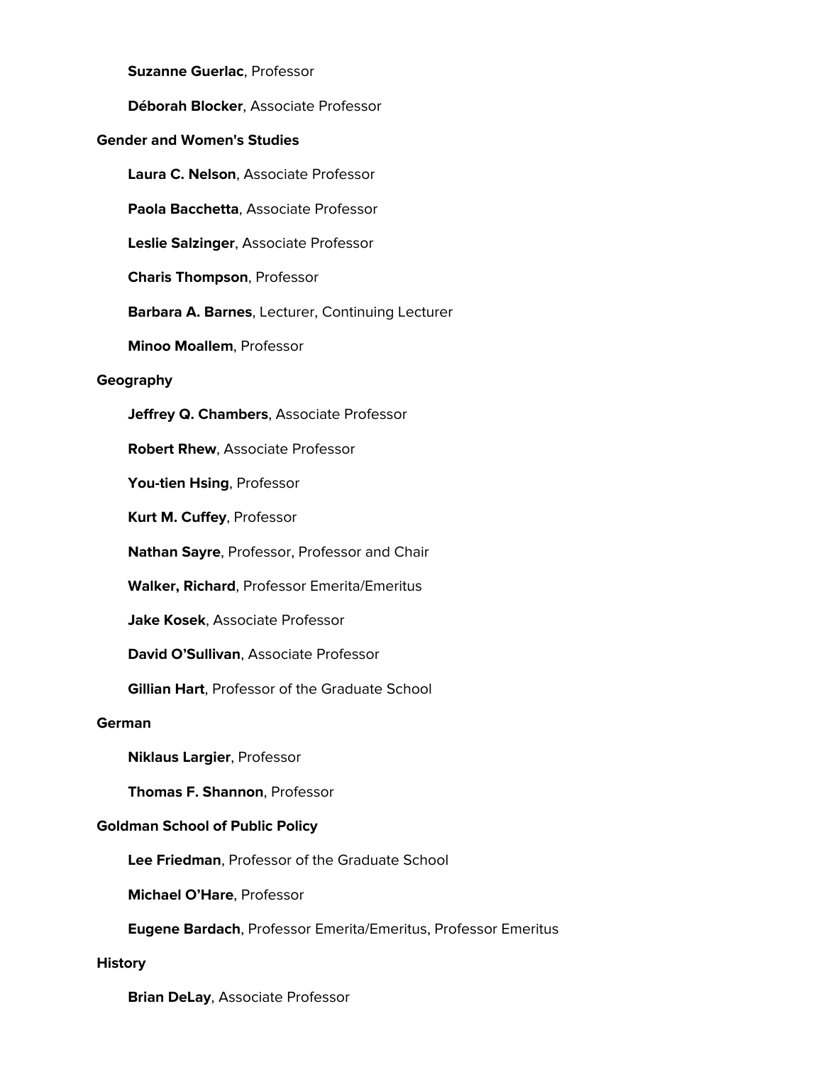**Suzanne Guerlac**, Professor

**Déborah Blocker**, Associate Professor

**Gender and Women's Studies**

**Laura C. Nelson**, Associate Professor

**Paola Bacchetta**, Associate Professor

**Leslie Salzinger**, Associate Professor

**Charis Thompson**, Professor

**Barbara A. Barnes**, Lecturer, Continuing Lecturer

**Minoo Moallem**, Professor

**Geography**

**Jeffrey Q. Chambers**, Associate Professor

**Robert Rhew**, Associate Professor

**You-tien Hsing**, Professor

**Kurt M. Cuffey**, Professor

**Nathan Sayre**, Professor, Professor and Chair

**Walker, Richard**, Professor Emerita/Emeritus

**Jake Kosek**, Associate Professor

**David O'Sullivan**, Associate Professor

**Gillian Hart**, Professor of the Graduate School

**German**

**Niklaus Largier**, Professor

**Thomas F. Shannon**, Professor

**Goldman School of Public Policy**

**Lee Friedman**, Professor of the Graduate School

**Michael O'Hare**, Professor

**Eugene Bardach**, Professor Emerita/Emeritus, Professor Emeritus

**History**

**Brian DeLay**, Associate Professor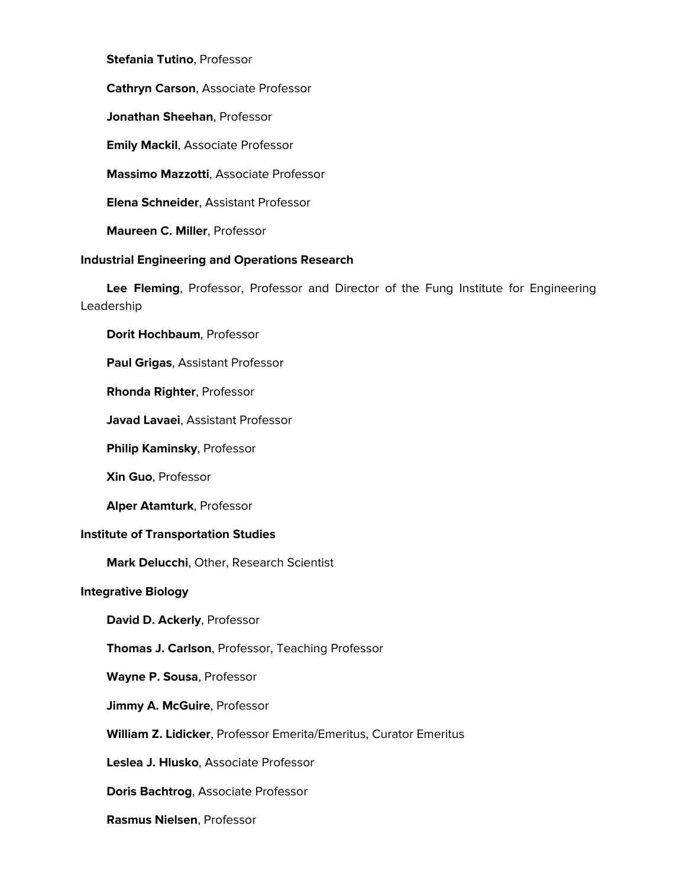**Stefania Tutino**, Professor

**Cathryn Carson**, Associate Professor

**Jonathan Sheehan**, Professor

**Emily Mackil**, Associate Professor

**Massimo Mazzotti**, Associate Professor

**Elena Schneider**, Assistant Professor

**Maureen C. Miller**, Professor

**Industrial Engineering and Operations Research**

**Lee Fleming**, Professor, Professor and Director of the Fung Institute for Engineering Leadership

**Dorit Hochbaum**, Professor

**Paul Grigas**, Assistant Professor

**Rhonda Righter**, Professor

**Javad Lavaei**, Assistant Professor

**Philip Kaminsky**, Professor

**Xin Guo**, Professor

**Alper Atamturk**, Professor

**Institute of Transportation Studies**

**Mark Delucchi**, Other, Research Scientist

**Integrative Biology**

**David D. Ackerly**, Professor

**Thomas J. Carlson**, Professor, Teaching Professor

**Wayne P. Sousa**, Professor

**Jimmy A. McGuire**, Professor

**William Z. Lidicker**, Professor Emerita/Emeritus, Curator Emeritus

**Leslea J. Hlusko**, Associate Professor

**Doris Bachtrog**, Associate Professor

**Rasmus Nielsen**, Professor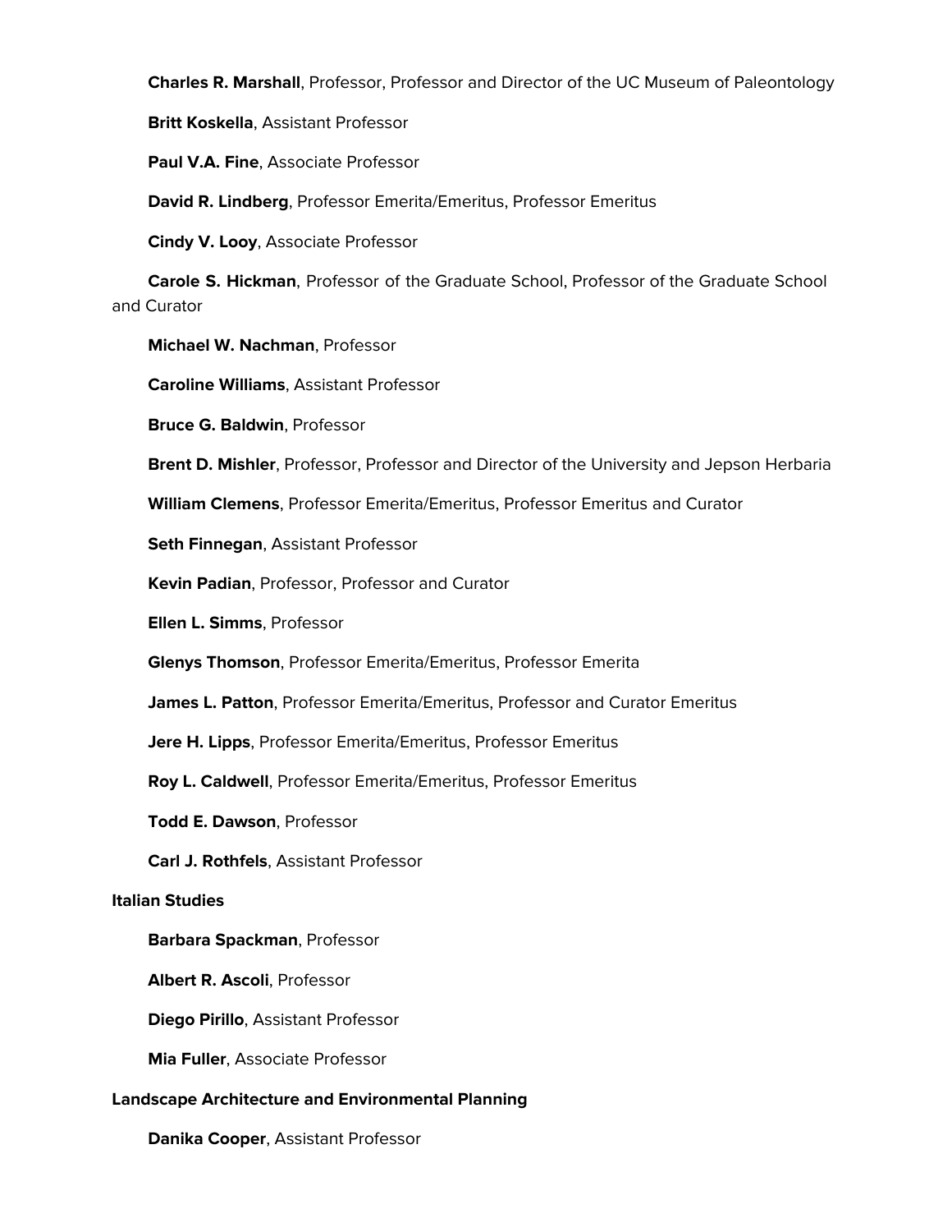**Charles R. Marshall**, Professor, Professor and Director of the UC Museum of Paleontology

**Britt Koskella**, Assistant Professor

**Paul V.A. Fine**, Associate Professor

**David R. Lindberg**, Professor Emerita/Emeritus, Professor Emeritus

**Cindy V. Looy**, Associate Professor

**Carole S. Hickman**, Professor of the Graduate School, Professor of the Graduate School and Curator

**Michael W. Nachman**, Professor

**Caroline Williams**, Assistant Professor

**Bruce G. Baldwin**, Professor

**Brent D. Mishler**, Professor, Professor and Director of the University and Jepson Herbaria

**William Clemens**, Professor Emerita/Emeritus, Professor Emeritus and Curator

**Seth Finnegan**, Assistant Professor

**Kevin Padian**, Professor, Professor and Curator

**Ellen L. Simms**, Professor

**Glenys Thomson**, Professor Emerita/Emeritus, Professor Emerita

**James L. Patton**, Professor Emerita/Emeritus, Professor and Curator Emeritus

**Jere H. Lipps**, Professor Emerita/Emeritus, Professor Emeritus

**Roy L. Caldwell**, Professor Emerita/Emeritus, Professor Emeritus

**Todd E. Dawson**, Professor

**Carl J. Rothfels**, Assistant Professor

**Italian Studies**

**Barbara Spackman**, Professor

**Albert R. Ascoli**, Professor

**Diego Pirillo**, Assistant Professor

**Mia Fuller**, Associate Professor

**Landscape Architecture and Environmental Planning**

**Danika Cooper**, Assistant Professor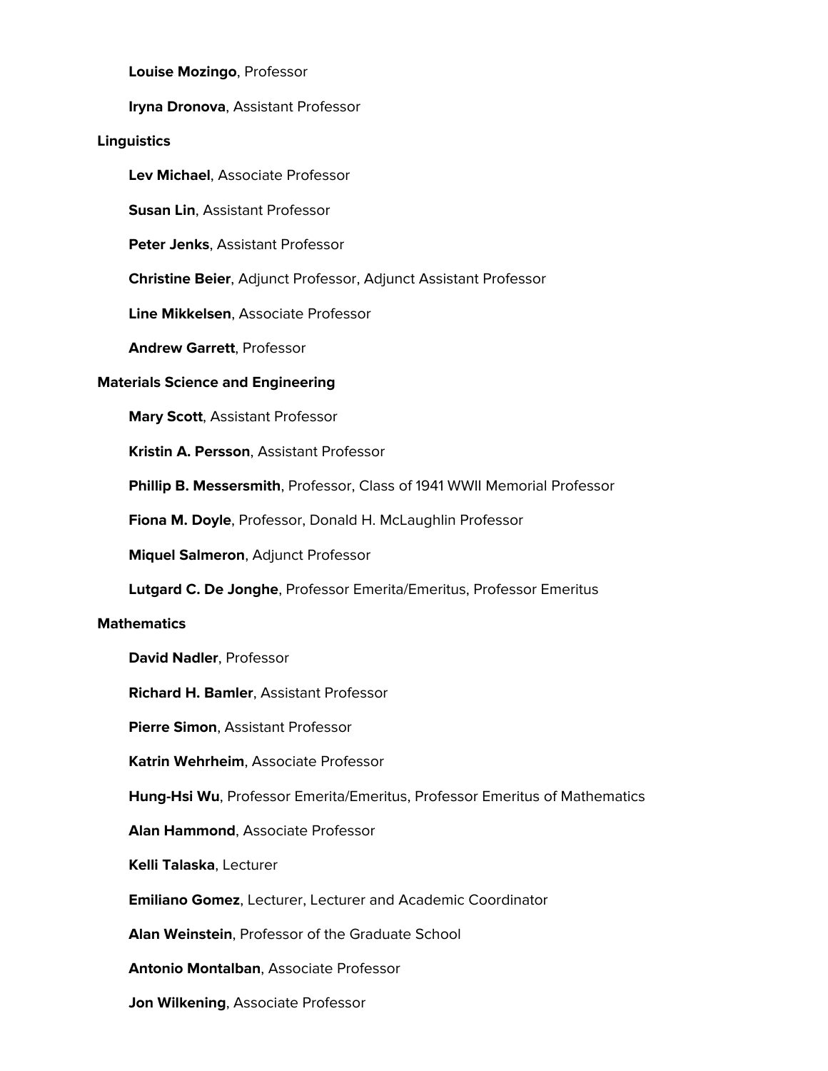**Louise Mozingo**, Professor

**Iryna Dronova**, Assistant Professor

**Linguistics**

**Lev Michael**, Associate Professor

**Susan Lin**, Assistant Professor

**Peter Jenks**, Assistant Professor

**Christine Beier**, Adjunct Professor, Adjunct Assistant Professor

**Line Mikkelsen**, Associate Professor

**Andrew Garrett**, Professor

**Materials Science and Engineering**

**Mary Scott**, Assistant Professor

**Kristin A. Persson**, Assistant Professor

**Phillip B. Messersmith**, Professor, Class of 1941 WWII Memorial Professor

**Fiona M. Doyle**, Professor, Donald H. McLaughlin Professor

**Miquel Salmeron**, Adjunct Professor

**Lutgard C. De Jonghe**, Professor Emerita/Emeritus, Professor Emeritus

**Mathematics**

**David Nadler**, Professor

**Richard H. Bamler**, Assistant Professor

**Pierre Simon**, Assistant Professor

**Katrin Wehrheim**, Associate Professor

**Hung-Hsi Wu**, Professor Emerita/Emeritus, Professor Emeritus of Mathematics

**Alan Hammond**, Associate Professor

**Kelli Talaska**, Lecturer

**Emiliano Gomez**, Lecturer, Lecturer and Academic Coordinator

**Alan Weinstein**, Professor of the Graduate School

**Antonio Montalban**, Associate Professor

**Jon Wilkening**, Associate Professor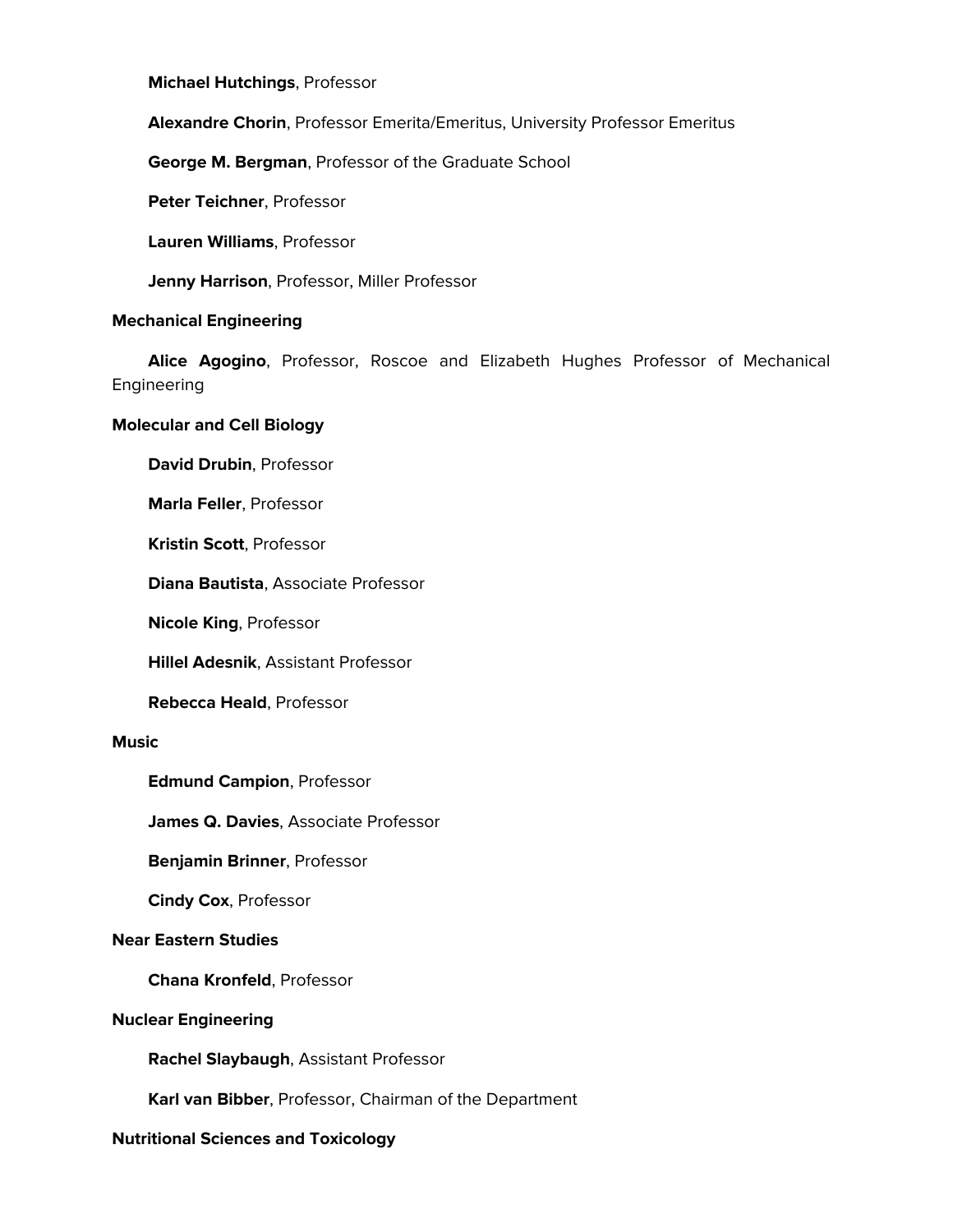**Michael Hutchings**, Professor

**Alexandre Chorin**, Professor Emerita/Emeritus, University Professor Emeritus

**George M. Bergman**, Professor of the Graduate School

**Peter Teichner**, Professor

**Lauren Williams**, Professor

**Jenny Harrison**, Professor, Miller Professor

**Mechanical Engineering**

**Alice Agogino**, Professor, Roscoe and Elizabeth Hughes Professor of Mechanical Engineering

**Molecular and Cell Biology**

**David Drubin**, Professor

**Marla Feller**, Professor

**Kristin Scott**, Professor

**Diana Bautista**, Associate Professor

**Nicole King**, Professor

**Hillel Adesnik**, Assistant Professor

**Rebecca Heald**, Professor

**Music**

**Edmund Campion**, Professor

**James Q. Davies**, Associate Professor

**Benjamin Brinner**, Professor

**Cindy Cox**, Professor

**Near Eastern Studies**

**Chana Kronfeld**, Professor

**Nuclear Engineering**

**Rachel Slaybaugh**, Assistant Professor

**Karl van Bibber**, Professor, Chairman of the Department

**Nutritional Sciences and Toxicology**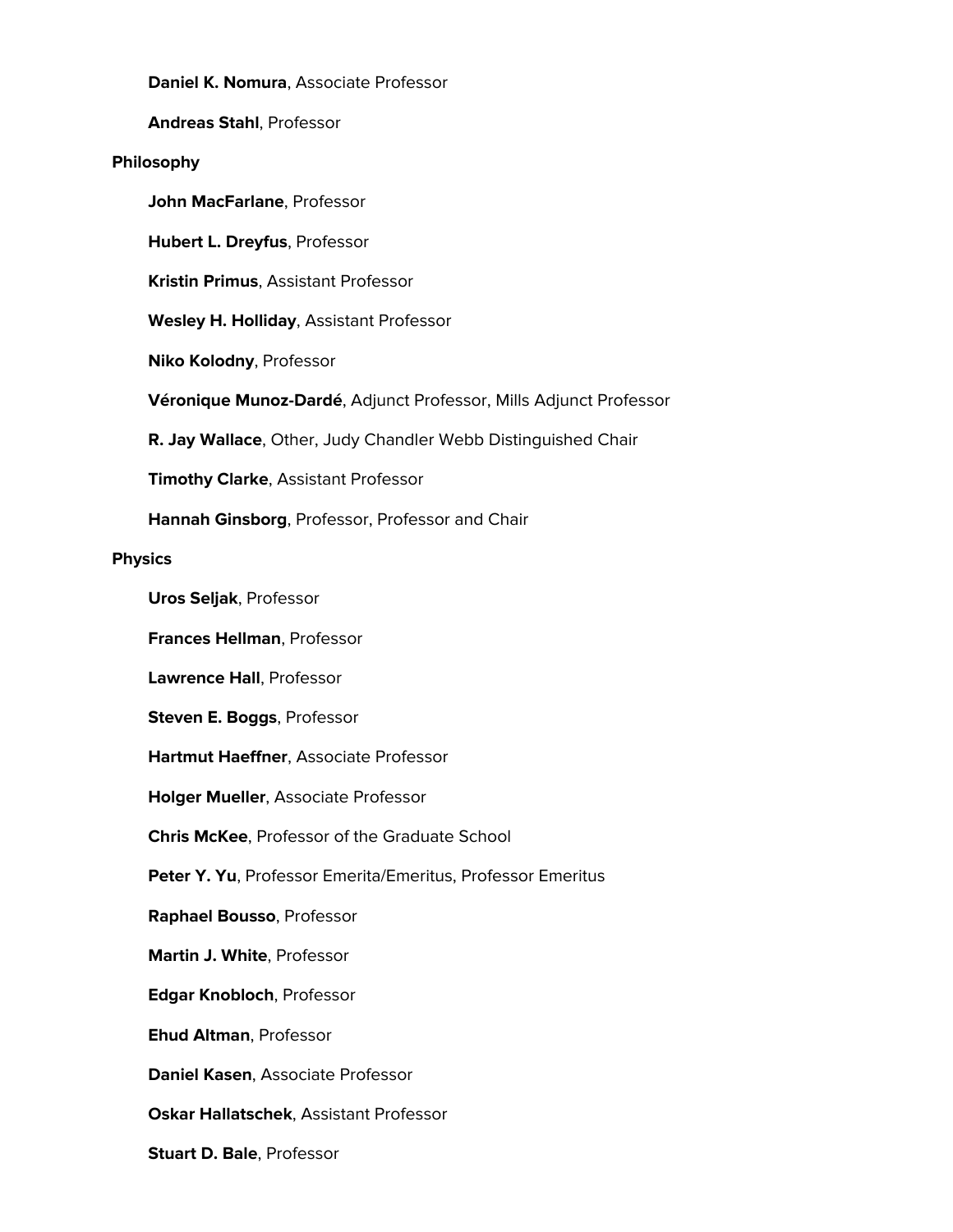**Daniel K. Nomura**, Associate Professor

**Andreas Stahl**, Professor

**Philosophy**

**John MacFarlane**, Professor

**Hubert L. Dreyfus**, Professor

**Kristin Primus**, Assistant Professor

**Wesley H. Holliday**, Assistant Professor

**Niko Kolodny**, Professor

**Véronique Munoz-Dardé**, Adjunct Professor, Mills Adjunct Professor

**R. Jay Wallace**, Other, Judy Chandler Webb Distinguished Chair

**Timothy Clarke**, Assistant Professor

**Hannah Ginsborg**, Professor, Professor and Chair

**Physics**

**Uros Seljak**, Professor

**Frances Hellman**, Professor

**Lawrence Hall**, Professor

**Steven E. Boggs**, Professor

**Hartmut Haeffner**, Associate Professor

**Holger Mueller**, Associate Professor

**Chris McKee**, Professor of the Graduate School

**Peter Y. Yu**, Professor Emerita/Emeritus, Professor Emeritus

**Raphael Bousso**, Professor

**Martin J. White**, Professor

**Edgar Knobloch**, Professor

**Ehud Altman**, Professor

**Daniel Kasen**, Associate Professor

**Oskar Hallatschek**, Assistant Professor

**Stuart D. Bale**, Professor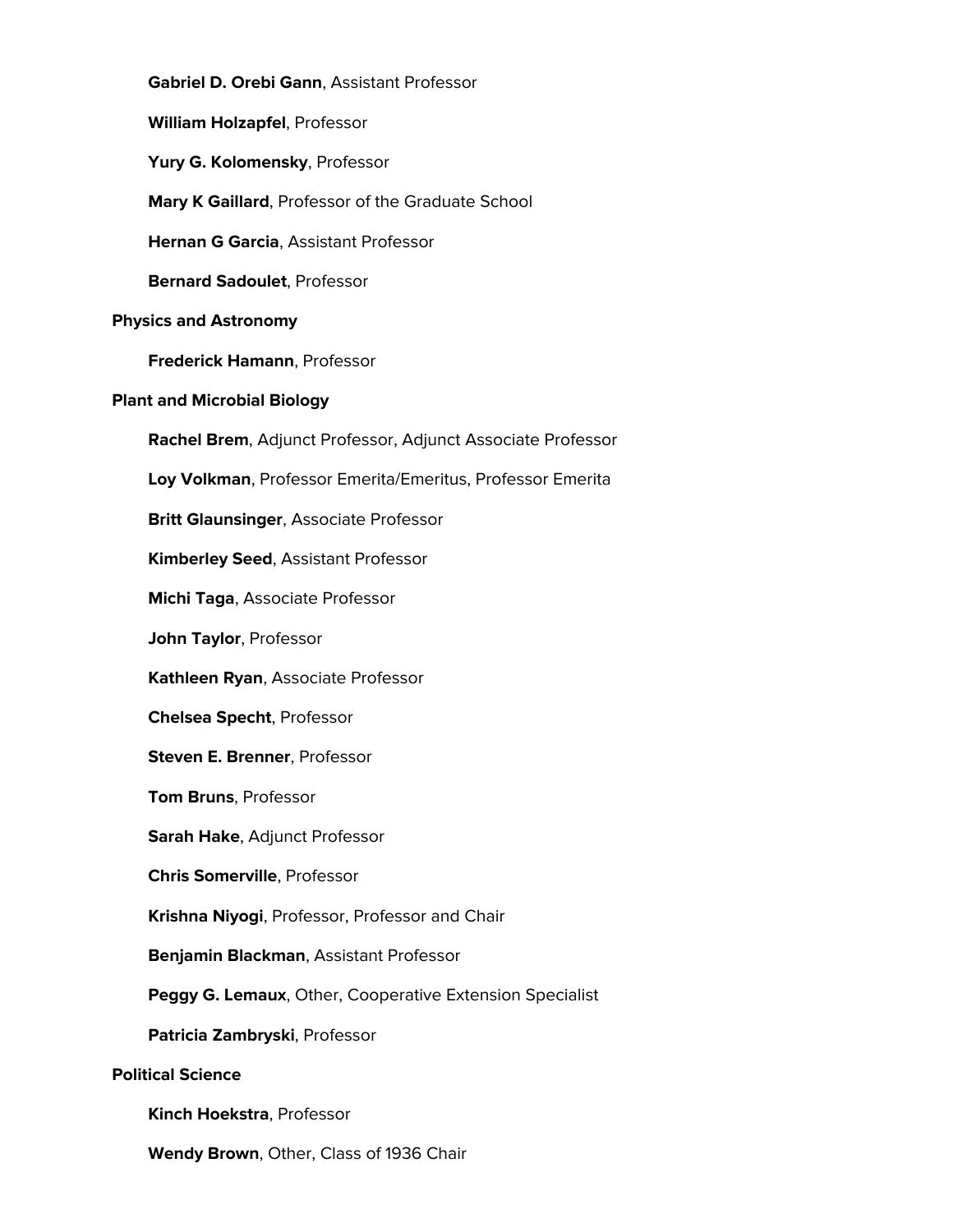**Gabriel D. Orebi Gann**, Assistant Professor

**William Holzapfel**, Professor

**Yury G. Kolomensky**, Professor

**Mary K Gaillard**, Professor of the Graduate School

**Hernan G Garcia**, Assistant Professor

**Bernard Sadoulet**, Professor

**Physics and Astronomy**

**Frederick Hamann**, Professor

**Plant and Microbial Biology**

**Rachel Brem**, Adjunct Professor, Adjunct Associate Professor

**Loy Volkman**, Professor Emerita/Emeritus, Professor Emerita

**Britt Glaunsinger**, Associate Professor

**Kimberley Seed**, Assistant Professor

**Michi Taga**, Associate Professor

**John Taylor**, Professor

**Kathleen Ryan**, Associate Professor

**Chelsea Specht**, Professor

**Steven E. Brenner**, Professor

**Tom Bruns**, Professor

**Sarah Hake**, Adjunct Professor

**Chris Somerville**, Professor

**Krishna Niyogi**, Professor, Professor and Chair

**Benjamin Blackman**, Assistant Professor

**Peggy G. Lemaux**, Other, Cooperative Extension Specialist

**Patricia Zambryski**, Professor

**Political Science**

**Kinch Hoekstra**, Professor

**Wendy Brown**, Other, Class of 1936 Chair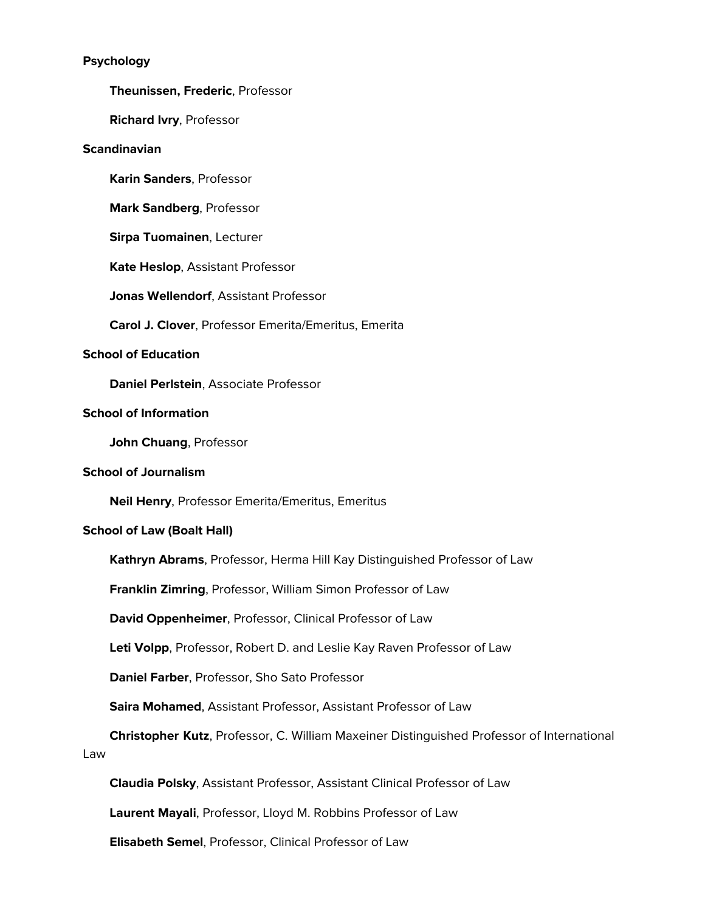**Psychology**

**Theunissen, Frederic**, Professor

**Richard Ivry**, Professor

**Scandinavian**

**Karin Sanders**, Professor

**Mark Sandberg**, Professor

**Sirpa Tuomainen**, Lecturer

**Kate Heslop**, Assistant Professor

**Jonas Wellendorf**, Assistant Professor

**Carol J. Clover**, Professor Emerita/Emeritus, Emerita

**School of Education**

**Daniel Perlstein**, Associate Professor

**School of Information**

**John Chuang**, Professor

**School of Journalism**

**Neil Henry**, Professor Emerita/Emeritus, Emeritus

**School of Law (Boalt Hall)**

**Kathryn Abrams**, Professor, Herma Hill Kay Distinguished Professor of Law

**Franklin Zimring**, Professor, William Simon Professor of Law

**David Oppenheimer**, Professor, Clinical Professor of Law

**Leti Volpp**, Professor, Robert D. and Leslie Kay Raven Professor of Law

**Daniel Farber**, Professor, Sho Sato Professor

**Saira Mohamed**, Assistant Professor, Assistant Professor of Law

**Christopher Kutz**, Professor, C. William Maxeiner Distinguished Professor of International Law

**Claudia Polsky**, Assistant Professor, Assistant Clinical Professor of Law

**Laurent Mayali**, Professor, Lloyd M. Robbins Professor of Law

**Elisabeth Semel**, Professor, Clinical Professor of Law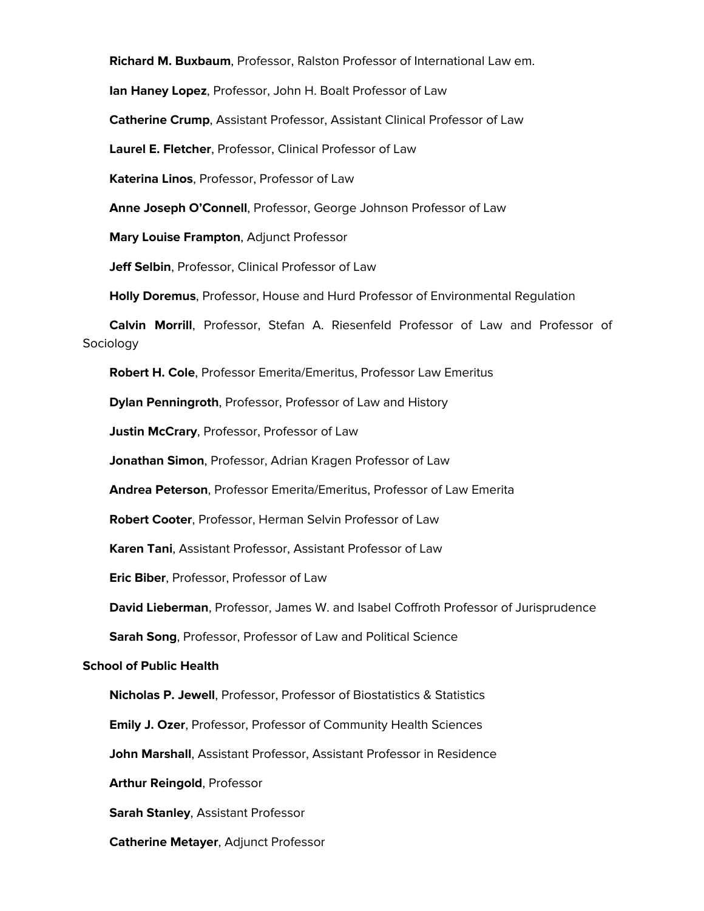**Richard M. Buxbaum**, Professor, Ralston Professor of International Law em.

**Ian Haney Lopez**, Professor, John H. Boalt Professor of Law

**Catherine Crump**, Assistant Professor, Assistant Clinical Professor of Law

**Laurel E. Fletcher**, Professor, Clinical Professor of Law

**Katerina Linos**, Professor, Professor of Law

**Anne Joseph O'Connell**, Professor, George Johnson Professor of Law

**Mary Louise Frampton**, Adjunct Professor

**Jeff Selbin**, Professor, Clinical Professor of Law

**Holly Doremus**, Professor, House and Hurd Professor of Environmental Regulation

**Calvin Morrill**, Professor, Stefan A. Riesenfeld Professor of Law and Professor of Sociology

**Robert H. Cole**, Professor Emerita/Emeritus, Professor Law Emeritus

**Dylan Penningroth**, Professor, Professor of Law and History

**Justin McCrary**, Professor, Professor of Law

**Jonathan Simon**, Professor, Adrian Kragen Professor of Law

**Andrea Peterson**, Professor Emerita/Emeritus, Professor of Law Emerita

**Robert Cooter**, Professor, Herman Selvin Professor of Law

**Karen Tani**, Assistant Professor, Assistant Professor of Law

**Eric Biber**, Professor, Professor of Law

**David Lieberman**, Professor, James W. and Isabel Coffroth Professor of Jurisprudence

**Sarah Song**, Professor, Professor of Law and Political Science

**School of Public Health**

**Nicholas P. Jewell**, Professor, Professor of Biostatistics & Statistics

**Emily J. Ozer**, Professor, Professor of Community Health Sciences

**John Marshall**, Assistant Professor, Assistant Professor in Residence

**Arthur Reingold**, Professor

**Sarah Stanley**, Assistant Professor

**Catherine Metayer**, Adjunct Professor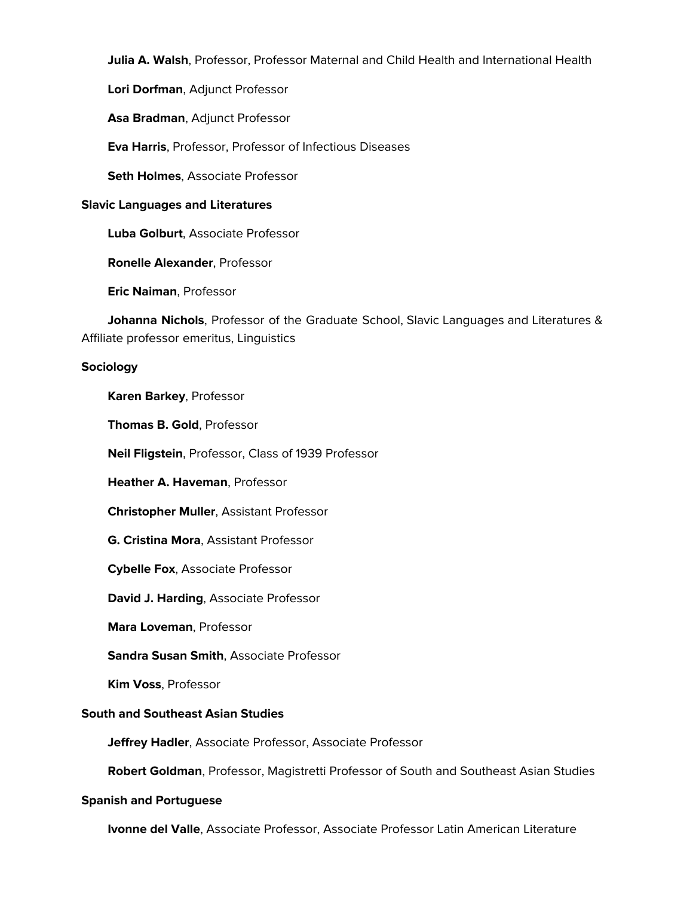**Julia A. Walsh**, Professor, Professor Maternal and Child Health and International Health

**Lori Dorfman**, Adjunct Professor

**Asa Bradman**, Adjunct Professor

**Eva Harris**, Professor, Professor of Infectious Diseases

**Seth Holmes**, Associate Professor

**Slavic Languages and Literatures**

**Luba Golburt**, Associate Professor

**Ronelle Alexander**, Professor

**Eric Naiman**, Professor

**Johanna Nichols**, Professor of the Graduate School, Slavic Languages and Literatures & Affiliate professor emeritus, Linguistics

**Sociology**

**Karen Barkey**, Professor

**Thomas B. Gold**, Professor

**Neil Fligstein**, Professor, Class of 1939 Professor

**Heather A. Haveman**, Professor

**Christopher Muller**, Assistant Professor

**G. Cristina Mora**, Assistant Professor

**Cybelle Fox**, Associate Professor

**David J. Harding**, Associate Professor

**Mara Loveman**, Professor

**Sandra Susan Smith**, Associate Professor

**Kim Voss**, Professor

**South and Southeast Asian Studies**

**Jeffrey Hadler**, Associate Professor, Associate Professor

**Robert Goldman**, Professor, Magistretti Professor of South and Southeast Asian Studies

**Spanish and Portuguese**

**Ivonne del Valle**, Associate Professor, Associate Professor Latin American Literature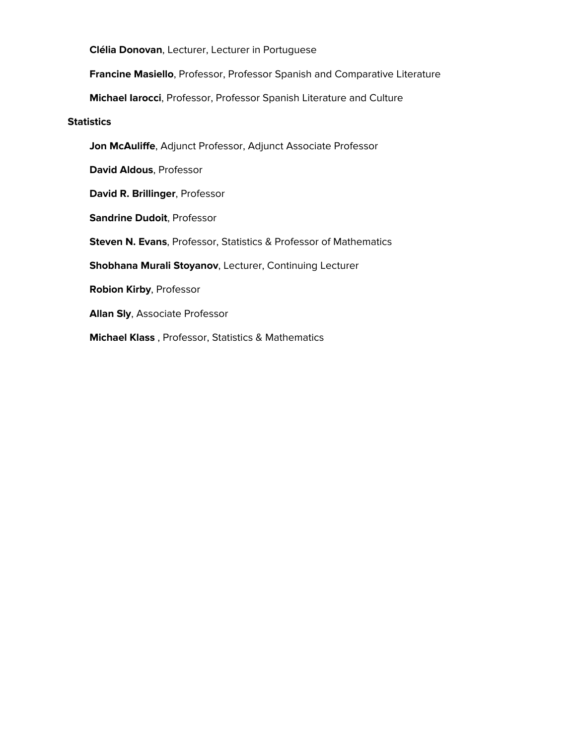**Clélia Donovan**, Lecturer, Lecturer in Portuguese

**Francine Masiello**, Professor, Professor Spanish and Comparative Literature

**Michael Iarocci**, Professor, Professor Spanish Literature and Culture

**Statistics**

**Jon McAuliffe**, Adjunct Professor, Adjunct Associate Professor

**David Aldous**, Professor

**David R. Brillinger**, Professor

**Sandrine Dudoit**, Professor

**Steven N. Evans**, Professor, Statistics & Professor of Mathematics

**Shobhana Murali Stoyanov**, Lecturer, Continuing Lecturer

**Robion Kirby**, Professor

**Allan Sly**, Associate Professor

**Michael Klass** , Professor, Statistics & Mathematics